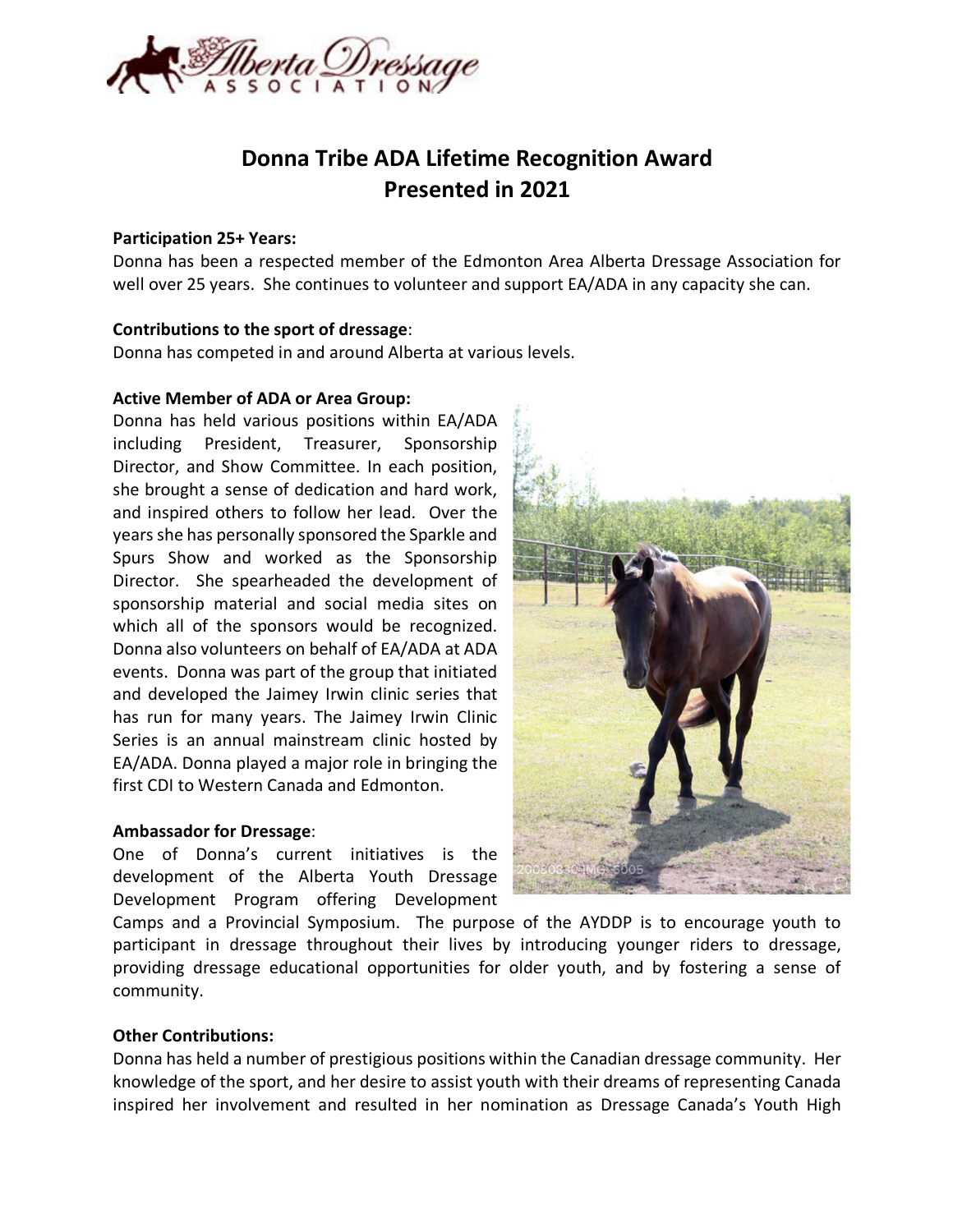# Donna Tribe ADA Lifetime Recognition Award
# Presented in 2021

**Participation 25+ Years:**
Donna has been a respected member of the Edmonton Area Alberta Dressage Association for well over 25 years. She continues to volunteer and support EA/ADA in any capacity she can.

**Contributions to the sport of dressage**:
Donna has competed in and around Alberta at various levels.

**Active Member of ADA or Area Group:**
Donna has held various positions within EA/ADA including President, Treasurer, Sponsorship Director, and Show Committee. In each position, she brought a sense of dedication and hard work, and inspired others to follow her lead. Over the years she has personally sponsored the Sparkle and Spurs Show and worked as the Sponsorship Director. She spearheaded the development of sponsorship material and social media sites on which all of the sponsors would be recognized. Donna also volunteers on behalf of EA/ADA at ADA events. Donna was part of the group that initiated and developed the Jaimey Irwin clinic series that has run for many years. The Jaimey Irwin Clinic Series is an annual mainstream clinic hosted by EA/ADA. Donna played a major role in bringing the first CDI to Western Canada and Edmonton.

**Ambassador for Dressage**:
One of Donna's current initiatives is the development of the Alberta Youth Dressage Development Program offering Development Camps and a Provincial Symposium. The purpose of the AYDDP is to encourage youth to participant in dressage throughout their lives by introducing younger riders to dressage, providing dressage educational opportunities for older youth, and by fostering a sense of community.

**Other Contributions:**
Donna has held a number of prestigious positions within the Canadian dressage community. Her knowledge of the sport, and her desire to assist youth with their dreams of representing Canada inspired her involvement and resulted in her nomination as Dressage Canada's Youth High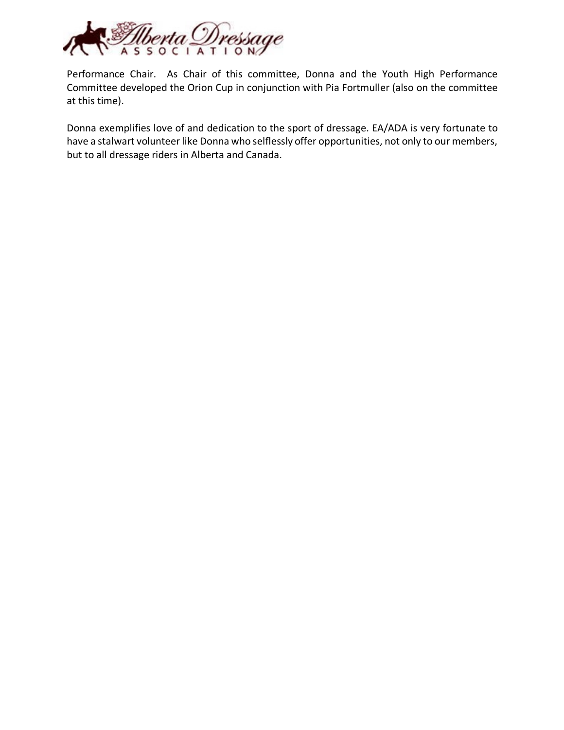Performance Chair. As Chair of this committee, Donna and the Youth High Performance Committee developed the Orion Cup in conjunction with Pia Fortmuller (also on the committee at this time).

Donna exemplifies love of and dedication to the sport of dressage. EA/ADA is very fortunate to have a stalwart volunteer like Donna who selflessly offer opportunities, not only to our members, but to all dressage riders in Alberta and Canada.